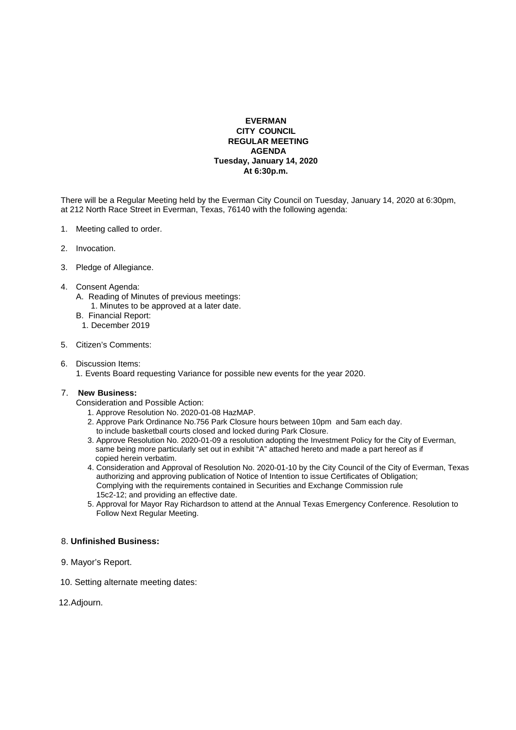**EVERMAN**
**CITY COUNCIL**
**REGULAR MEETING**
**AGENDA**
**Tuesday, January 14, 2020**
**At 6:30p.m.**

There will be a Regular Meeting held by the Everman City Council on Tuesday, January 14, 2020 at 6:30pm, at 212 North Race Street in Everman, Texas, 76140 with the following agenda:

1. Meeting called to order.

2. Invocation.

3. Pledge of Allegiance.

4. Consent Agenda:
   - A. Reading of Minutes of previous meetings:
     1. Minutes to be approved at a later date.
   - B. Financial Report:
     1. December 2019

5. Citizen's Comments:

6. Discussion Items:
   1. Events Board requesting Variance for possible new events for the year 2020.

7. **New Business:**

   Consideration and Possible Action:
   1. Approve Resolution No. 2020-01-08 HazMAP.
   2. Approve Park Ordinance No.756 Park Closure hours between 10pm and 5am each day. to include basketball courts closed and locked during Park Closure.
   3. Approve Resolution No. 2020-01-09 a resolution adopting the Investment Policy for the City of Everman, same being more particularly set out in exhibit "A" attached hereto and made a part hereof as if copied herein verbatim.
   4. Consideration and Approval of Resolution No. 2020-01-10 by the City Council of the City of Everman, Texas authorizing and approving publication of Notice of Intention to issue Certificates of Obligation; Complying with the requirements contained in Securities and Exchange Commission rule 15c2-12; and providing an effective date.
   5. Approval for Mayor Ray Richardson to attend at the Annual Texas Emergency Conference. Resolution to Follow Next Regular Meeting.

8. **Unfinished Business:**

9. Mayor's Report.

10. Setting alternate meeting dates:

12. Adjourn.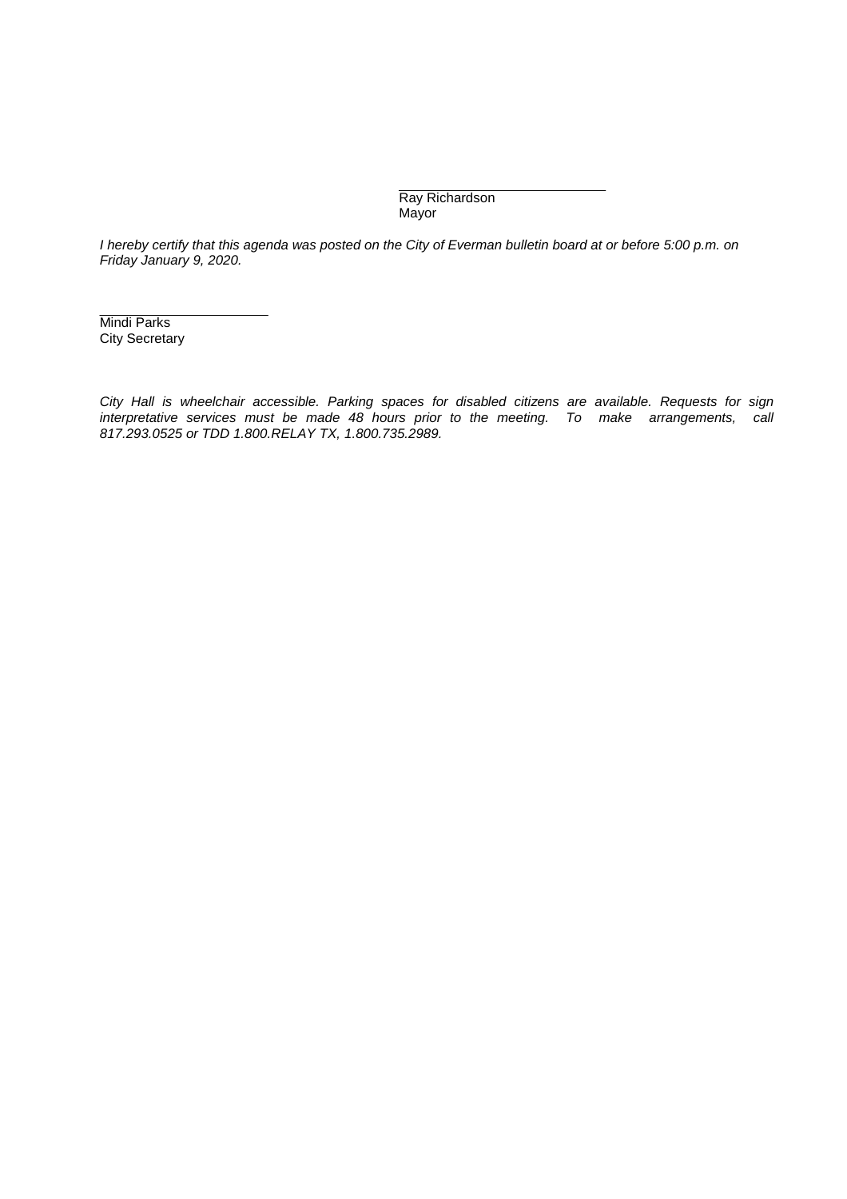\_\_\_\_\_\_\_\_\_\_\_\_\_\_\_\_\_\_\_\_\_\_\_\_\_\_\_\_
Ray Richardson
Mayor

*I hereby certify that this agenda was posted on the City of Everman bulletin board at or before 5:00 p.m. on Friday January 9, 2020.*

\_\_\_\_\_\_\_\_\_\_\_\_\_\_\_\_\_\_\_\_\_\_\_\_
Mindi Parks
City Secretary

*City Hall is wheelchair accessible. Parking spaces for disabled citizens are available. Requests for sign interpretative services must be made 48 hours prior to the meeting. To make arrangements, call 817.293.0525 or TDD 1.800.RELAY TX, 1.800.735.2989.*